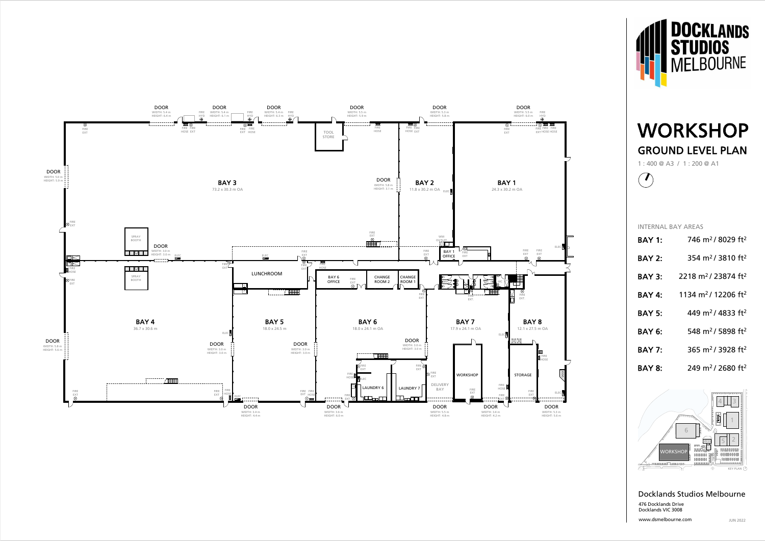# DOCKLANDS STUDIOS MELBOURNE

# WORKSHOP

## GROUND LEVEL PLAN

1 : 400 @ A3 / 1 : 200 @ A1

INTERNAL BAY AREAS

| | |
|---|---|
| **BAY 1:** | 746 $m^2$ / 8029 $ft^2$ |
| **BAY 2:** | 354 $m^2$ / 3810 $ft^2$ |
| **BAY 3:** | 2218 $m^2$ / 23874 $ft^2$ |
| **BAY 4:** | 1134 $m^2$ / 12206 $ft^2$ |
| **BAY 5:** | 449 $m^2$ / 4833 $ft^2$ |
| **BAY 6:** | 548 $m^2$ / 5898 $ft^2$ |
| **BAY 7:** | 365 $m^2$ / 3928 $ft^2$ |
| **BAY 8:** | 249 $m^2$ / 2680 $ft^2$ |

**BAY 1** 24.3 x 30.2 m OA

**BAY 2** 11.8 x 30.2 m OA

**BAY 3** 73.2 x 30.3 m OA

**BAY 4** 36.7 x 30.6 m

**BAY 5** 18.0 x 24.5 m

**BAY 6** 18.0 x 24.1 m OA

**BAY 7** 17.9 x 24.1 m OA

**BAY 8** 12.1 x 27.5 m OA

DOOR WIDTH: 5.4 m HEIGHT: 6.4 m

DOOR WIDTH: 5.4 m HEIGHT: 6.1 m

DOOR WIDTH: 5.4 m HEIGHT: 6.3 m

DOOR WIDTH: 5.5 m HEIGHT: 5.9 m

DOOR WIDTH: 5.3 m HEIGHT: 5.8 m

DOOR WIDTH: 5.5 m HEIGHT: 6.0 m

DOOR WIDTH: 5.0 m HEIGHT: 5.9 m

DOOR WIDTH: 5.8 m HEIGHT: 3.1 m

DOOR WIDTH: 3.0 m HEIGHT: 3.0 m

DOOR WIDTH: 5.8 m HEIGHT: 5.6 m

DOOR WIDTH: 3.0 m HEIGHT: 3.0 m

DOOR WIDTH: 3.0 m HEIGHT: 3.0 m

DOOR WIDTH: 3.0 m HEIGHT: 3.0 m

DOOR WIDTH: 3.4 m HEIGHT: 4.4 m

DOOR WIDTH: 3.6 m HEIGHT: 6.0 m

DOOR WIDTH: 5.5 m HEIGHT: 4.8 m

DOOR WIDTH: 3.4 m HEIGHT: 4.2 m

DOOR WIDTH: 5.3 m HEIGHT: 5.6 m

TOOL STORE

SPRAY BOOTH

SPRAY BOOTH

LUNCHROOM

BAY 6 OFFICE

CHANGE ROOM 2

CHANGE ROOM 1

BAY 1 OFFICE

WM OUTLET

LAUNDRY 6

LAUNDRY 7

DELIVERY BAY

WORKSHOP

STORAGE

FIRE EXT, FIRE HOSE, FIRE HYD, ELEC

KEY PLAN

Docklands Studios Melbourne

476 Docklands Drive
Docklands VIC 3008

www.dsmelbourne.com

JUN 2022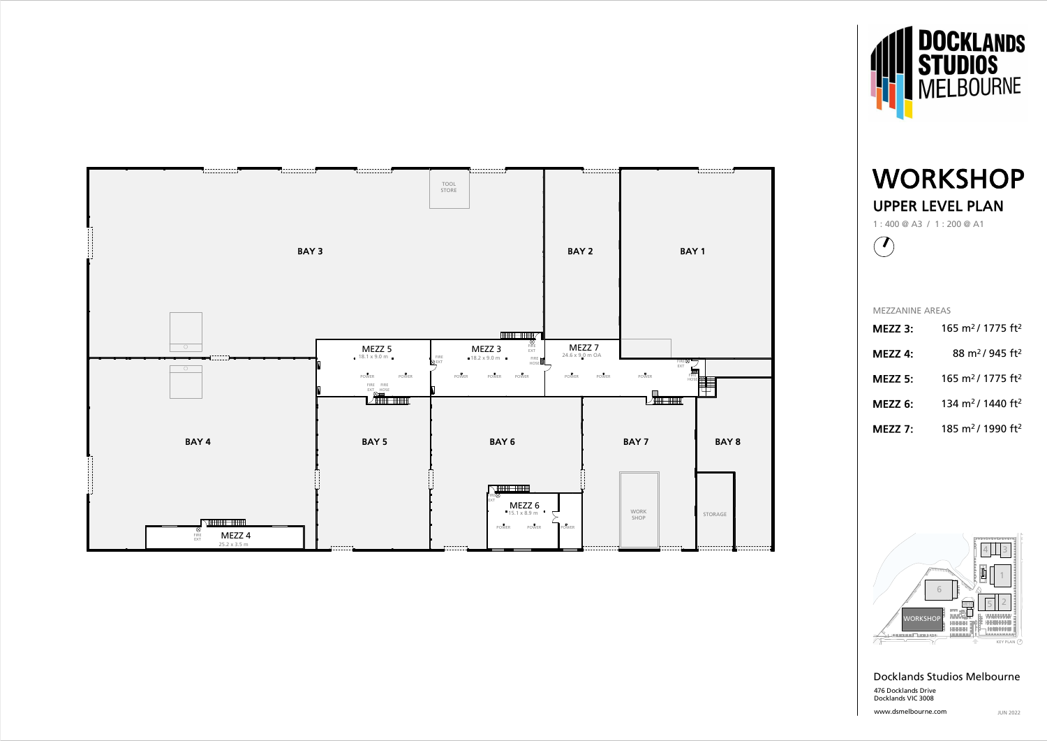# DOCKLANDS STUDIOS MELBOURNE

# WORKSHOP

## UPPER LEVEL PLAN

1 : 400 @ A3 / 1 : 200 @ A1

TOOL STORE

BAY 3

BAY 2

BAY 1

MEZZ 5
18.1 x 9.0 m

MEZZ 3
18.2 x 9.0 m

MEZZ 7
24.6 x 9.0 m OA

FIRE EXT

FIRE HOSE

POWER

BAY 4

BAY 5

BAY 6

BAY 7

BAY 8

MEZZ 6
15.1 x 8.9 m

WORK SHOP

STORAGE

MEZZ 4
25.2 x 3.5 m

MEZZANINE AREAS

| | |
|---|---|
| **MEZZ 3:** | 165 $m^2$ / 1775 $ft^2$ |
| **MEZZ 4:** | 88 $m^2$ / 945 $ft^2$ |
| **MEZZ 5:** | 165 $m^2$ / 1775 $ft^2$ |
| **MEZZ 6:** | 134 $m^2$ / 1440 $ft^2$ |
| **MEZZ 7:** | 185 $m^2$ / 1990 $ft^2$ |

KEY PLAN

4 3 1 6 5 2 WORKSHOP

Docklands Studios Melbourne

476 Docklands Drive
Docklands VIC 3008

www.dsmelbourne.com

JUN 2022